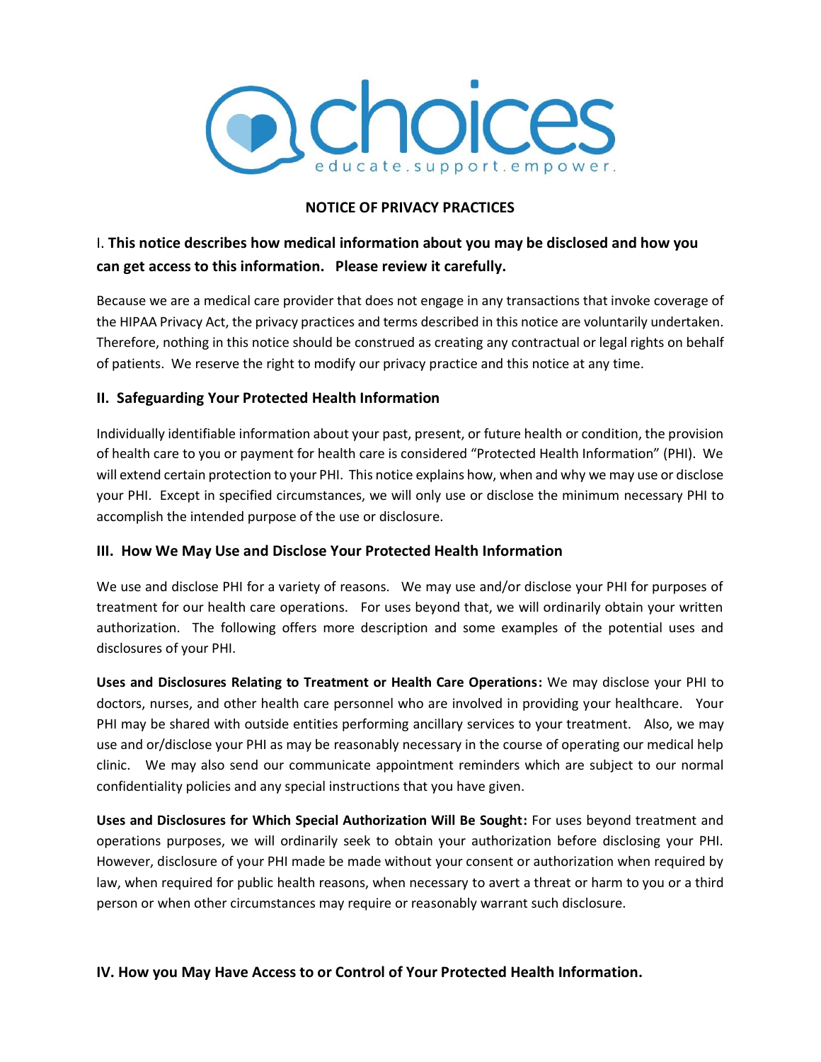# NOTICE OF PRIVACY PRACTICES

## I. This notice describes how medical information about you may be disclosed and how you can get access to this information. Please review it carefully.

Because we are a medical care provider that does not engage in any transactions that invoke coverage of the HIPAA Privacy Act, the privacy practices and terms described in this notice are voluntarily undertaken. Therefore, nothing in this notice should be construed as creating any contractual or legal rights on behalf of patients. We reserve the right to modify our privacy practice and this notice at any time.

## II. Safeguarding Your Protected Health Information

Individually identifiable information about your past, present, or future health or condition, the provision of health care to you or payment for health care is considered "Protected Health Information" (PHI). We will extend certain protection to your PHI. This notice explains how, when and why we may use or disclose your PHI. Except in specified circumstances, we will only use or disclose the minimum necessary PHI to accomplish the intended purpose of the use or disclosure.

## III. How We May Use and Disclose Your Protected Health Information

We use and disclose PHI for a variety of reasons. We may use and/or disclose your PHI for purposes of treatment for our health care operations. For uses beyond that, we will ordinarily obtain your written authorization. The following offers more description and some examples of the potential uses and disclosures of your PHI.

**Uses and Disclosures Relating to Treatment or Health Care Operations:** We may disclose your PHI to doctors, nurses, and other health care personnel who are involved in providing your healthcare. Your PHI may be shared with outside entities performing ancillary services to your treatment. Also, we may use and or/disclose your PHI as may be reasonably necessary in the course of operating our medical help clinic. We may also send our communicate appointment reminders which are subject to our normal confidentiality policies and any special instructions that you have given.

**Uses and Disclosures for Which Special Authorization Will Be Sought:** For uses beyond treatment and operations purposes, we will ordinarily seek to obtain your authorization before disclosing your PHI. However, disclosure of your PHI made be made without your consent or authorization when required by law, when required for public health reasons, when necessary to avert a threat or harm to you or a third person or when other circumstances may require or reasonably warrant such disclosure.

## IV. How you May Have Access to or Control of Your Protected Health Information.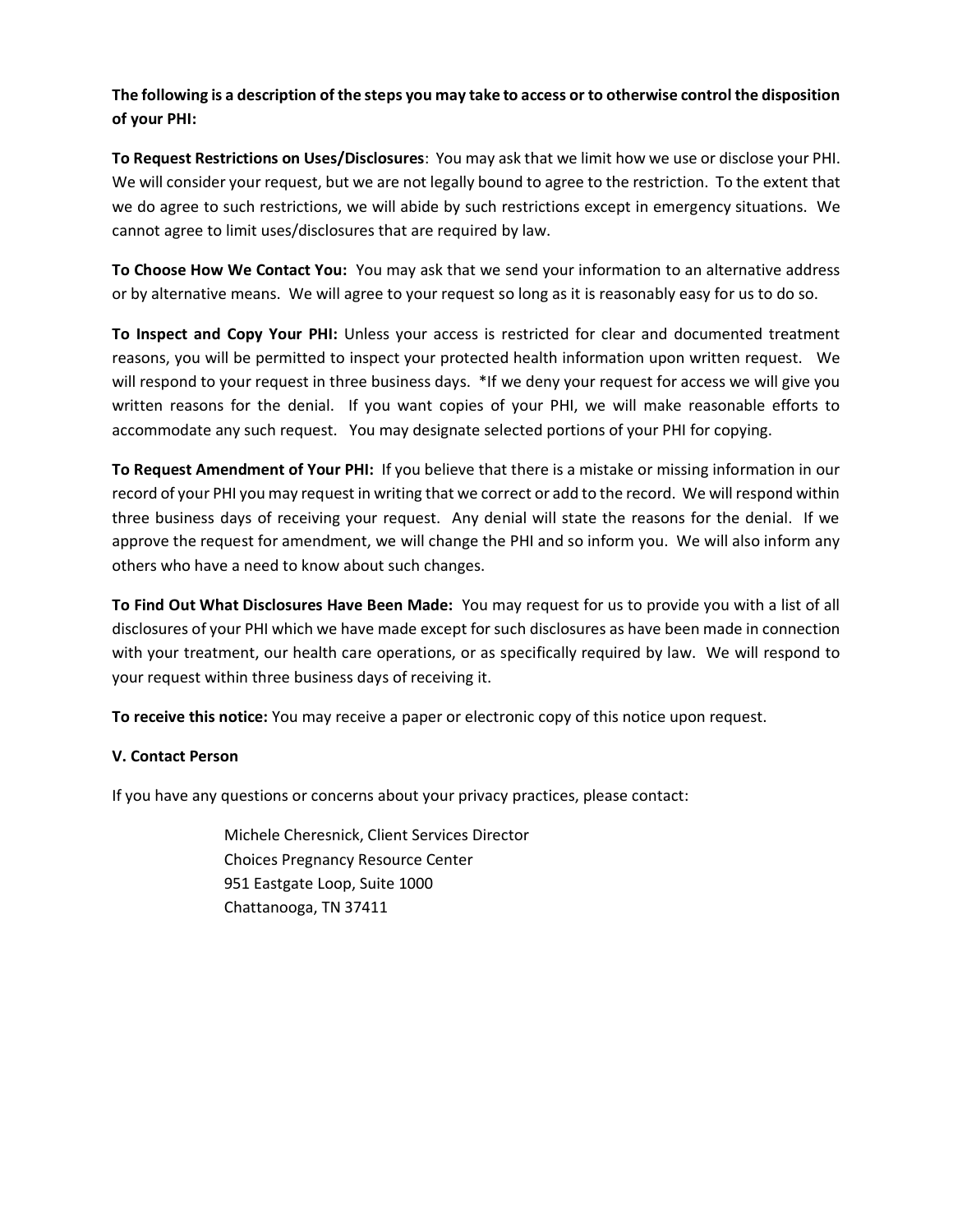**The following is a description of the steps you may take to access or to otherwise control the disposition of your PHI:**

**To Request Restrictions on Uses/Disclosures**: You may ask that we limit how we use or disclose your PHI. We will consider your request, but we are not legally bound to agree to the restriction. To the extent that we do agree to such restrictions, we will abide by such restrictions except in emergency situations. We cannot agree to limit uses/disclosures that are required by law.

**To Choose How We Contact You:** You may ask that we send your information to an alternative address or by alternative means. We will agree to your request so long as it is reasonably easy for us to do so.

**To Inspect and Copy Your PHI:** Unless your access is restricted for clear and documented treatment reasons, you will be permitted to inspect your protected health information upon written request. We will respond to your request in three business days. *If we deny your request for access we will give you written reasons for the denial. If you want copies of your PHI, we will make reasonable efforts to accommodate any such request. You may designate selected portions of your PHI for copying.

**To Request Amendment of Your PHI:** If you believe that there is a mistake or missing information in our record of your PHI you may request in writing that we correct or add to the record. We will respond within three business days of receiving your request. Any denial will state the reasons for the denial. If we approve the request for amendment, we will change the PHI and so inform you. We will also inform any others who have a need to know about such changes.

**To Find Out What Disclosures Have Been Made:** You may request for us to provide you with a list of all disclosures of your PHI which we have made except for such disclosures as have been made in connection with your treatment, our health care operations, or as specifically required by law. We will respond to your request within three business days of receiving it.

**To receive this notice:** You may receive a paper or electronic copy of this notice upon request.

**V. Contact Person**

If you have any questions or concerns about your privacy practices, please contact:

Michele Cheresnick, Client Services Director
Choices Pregnancy Resource Center
951 Eastgate Loop, Suite 1000
Chattanooga, TN 37411